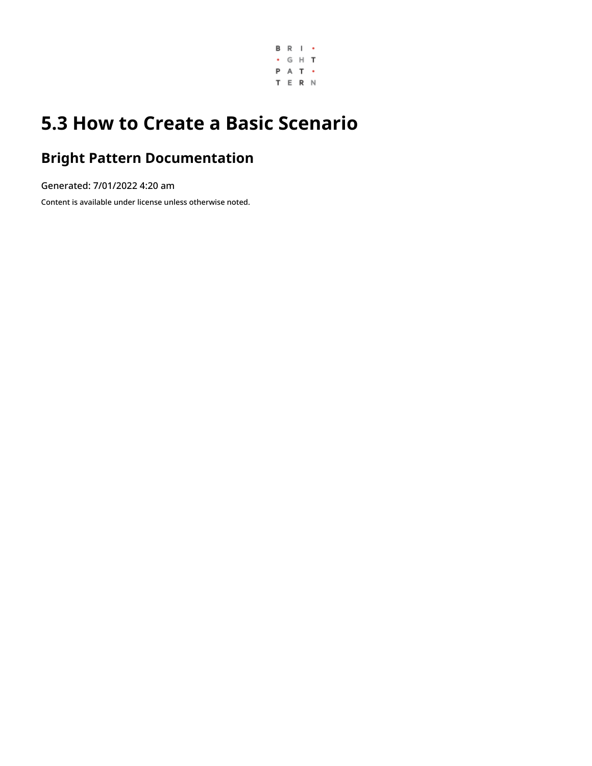# 5.3 How to Create a Basic Scenario

## Bright Pattern Documentation

Generated: 7/01/2022 4:20 am

Content is available under license unless otherwise noted.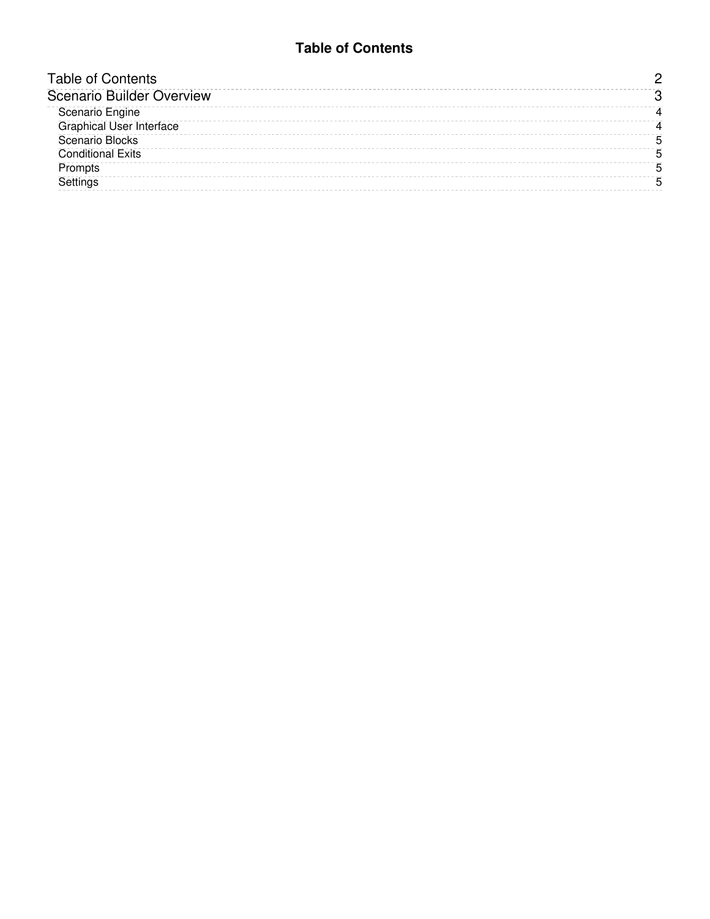# Table of Contents

| | |
|---|---|
| Table of Contents | 2 |
| Scenario Builder Overview | 3 |
| Scenario Engine | 4 |
| Graphical User Interface | 4 |
| Scenario Blocks | 5 |
| Conditional Exits | 5 |
| Prompts | 5 |
| Settings | 5 |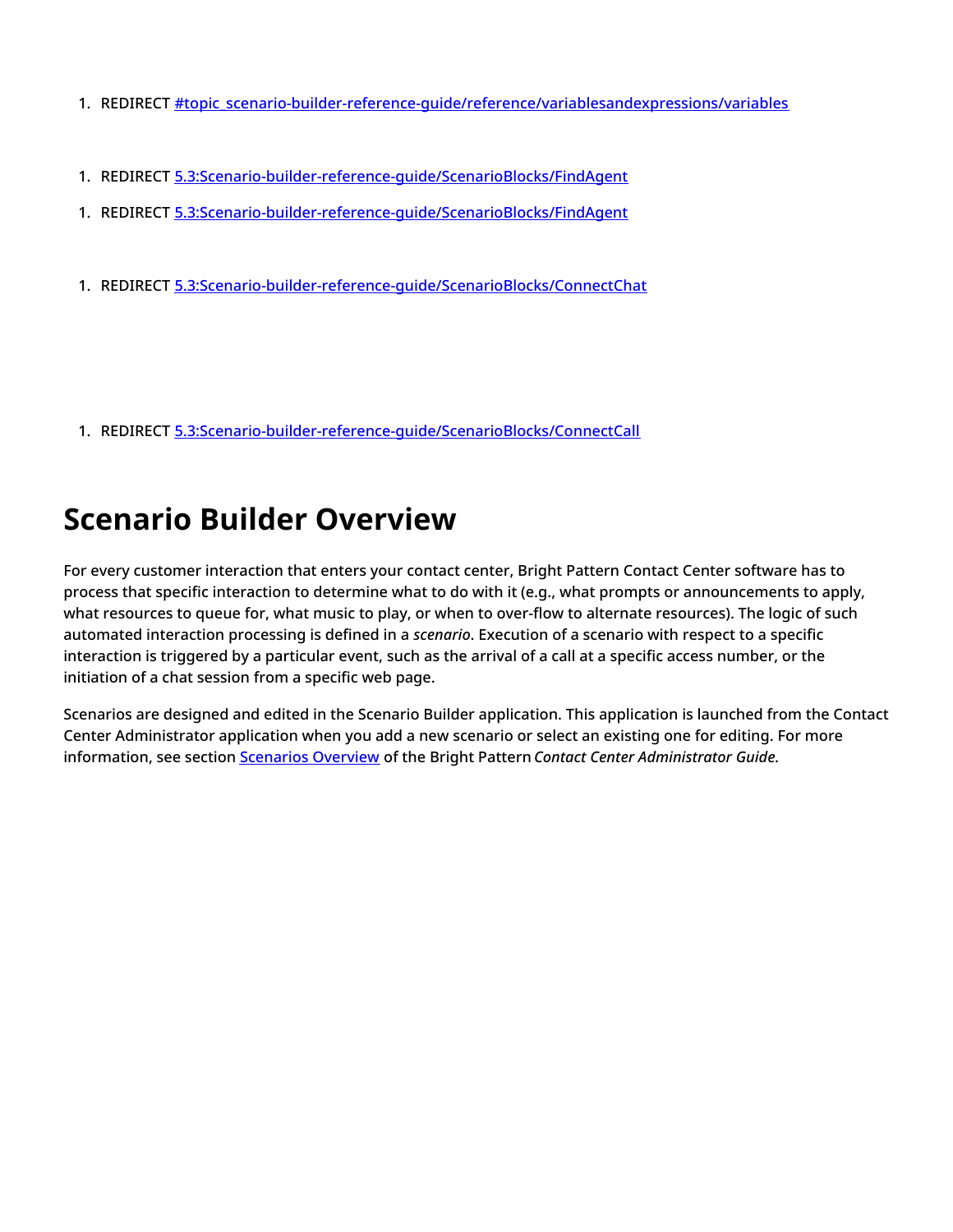1. REDIRECT #topic_scenario-builder-reference-guide/reference/variablesandexpressions/variables

1. REDIRECT 5.3:Scenario-builder-reference-guide/ScenarioBlocks/FindAgent

1. REDIRECT 5.3:Scenario-builder-reference-guide/ScenarioBlocks/FindAgent

1. REDIRECT 5.3:Scenario-builder-reference-guide/ScenarioBlocks/ConnectChat

1. REDIRECT 5.3:Scenario-builder-reference-guide/ScenarioBlocks/ConnectCall

# Scenario Builder Overview

For every customer interaction that enters your contact center, Bright Pattern Contact Center software has to process that specific interaction to determine what to do with it (e.g., what prompts or announcements to apply, what resources to queue for, what music to play, or when to over-flow to alternate resources). The logic of such automated interaction processing is defined in a *scenario*. Execution of a scenario with respect to a specific interaction is triggered by a particular event, such as the arrival of a call at a specific access number, or the initiation of a chat session from a specific web page.

Scenarios are designed and edited in the Scenario Builder application. This application is launched from the Contact Center Administrator application when you add a new scenario or select an existing one for editing. For more information, see section Scenarios Overview of the Bright Pattern *Contact Center Administrator Guide*.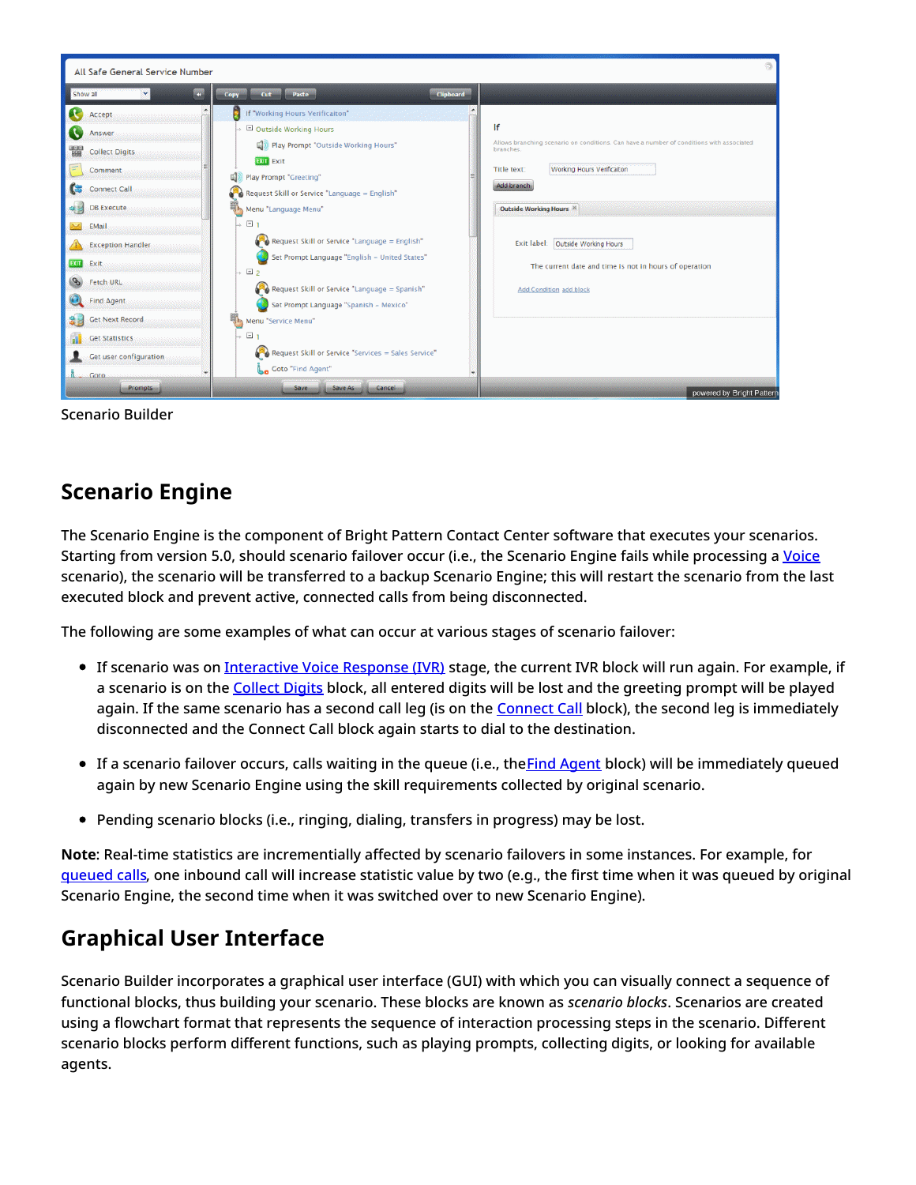Scenario Builder

## Scenario Engine

The Scenario Engine is the component of Bright Pattern Contact Center software that executes your scenarios. Starting from version 5.0, should scenario failover occur (i.e., the Scenario Engine fails while processing a Voice scenario), the scenario will be transferred to a backup Scenario Engine; this will restart the scenario from the last executed block and prevent active, connected calls from being disconnected.

The following are some examples of what can occur at various stages of scenario failover:

- If scenario was on Interactive Voice Response (IVR) stage, the current IVR block will run again. For example, if a scenario is on the Collect Digits block, all entered digits will be lost and the greeting prompt will be played again. If the same scenario has a second call leg (is on the Connect Call block), the second leg is immediately disconnected and the Connect Call block again starts to dial to the destination.
- If a scenario failover occurs, calls waiting in the queue (i.e., theFind Agent block) will be immediately queued again by new Scenario Engine using the skill requirements collected by original scenario.
- Pending scenario blocks (i.e., ringing, dialing, transfers in progress) may be lost.

**Note**: Real-time statistics are incrementially affected by scenario failovers in some instances. For example, for queued calls, one inbound call will increase statistic value by two (e.g., the first time when it was queued by original Scenario Engine, the second time when it was switched over to new Scenario Engine).

## Graphical User Interface

Scenario Builder incorporates a graphical user interface (GUI) with which you can visually connect a sequence of functional blocks, thus building your scenario. These blocks are known as *scenario blocks*. Scenarios are created using a flowchart format that represents the sequence of interaction processing steps in the scenario. Different scenario blocks perform different functions, such as playing prompts, collecting digits, or looking for available agents.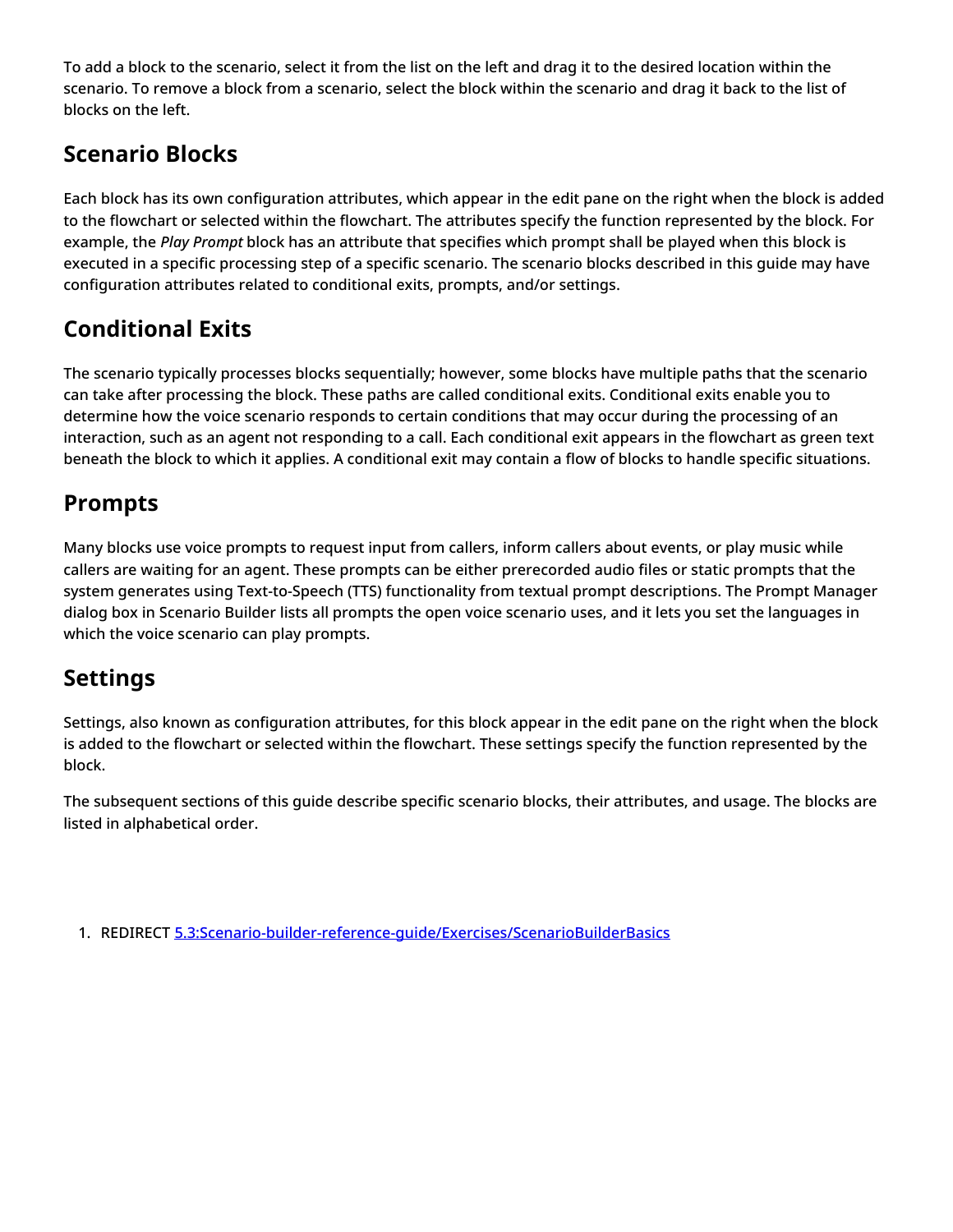To add a block to the scenario, select it from the list on the left and drag it to the desired location within the scenario. To remove a block from a scenario, select the block within the scenario and drag it back to the list of blocks on the left.

## Scenario Blocks

Each block has its own configuration attributes, which appear in the edit pane on the right when the block is added to the flowchart or selected within the flowchart. The attributes specify the function represented by the block. For example, the *Play Prompt* block has an attribute that specifies which prompt shall be played when this block is executed in a specific processing step of a specific scenario. The scenario blocks described in this guide may have configuration attributes related to conditional exits, prompts, and/or settings.

## Conditional Exits

The scenario typically processes blocks sequentially; however, some blocks have multiple paths that the scenario can take after processing the block. These paths are called conditional exits. Conditional exits enable you to determine how the voice scenario responds to certain conditions that may occur during the processing of an interaction, such as an agent not responding to a call. Each conditional exit appears in the flowchart as green text beneath the block to which it applies. A conditional exit may contain a flow of blocks to handle specific situations.

## Prompts

Many blocks use voice prompts to request input from callers, inform callers about events, or play music while callers are waiting for an agent. These prompts can be either prerecorded audio files or static prompts that the system generates using Text-to-Speech (TTS) functionality from textual prompt descriptions. The Prompt Manager dialog box in Scenario Builder lists all prompts the open voice scenario uses, and it lets you set the languages in which the voice scenario can play prompts.

## Settings

Settings, also known as configuration attributes, for this block appear in the edit pane on the right when the block is added to the flowchart or selected within the flowchart. These settings specify the function represented by the block.

The subsequent sections of this guide describe specific scenario blocks, their attributes, and usage. The blocks are listed in alphabetical order.

1. REDIRECT 5.3:Scenario-builder-reference-guide/Exercises/ScenarioBuilderBasics